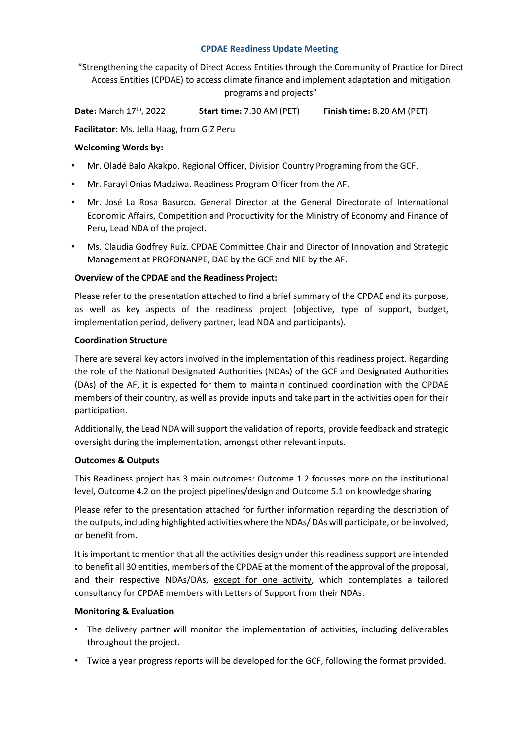# CPDAE Readiness Update Meeting

"Strengthening the capacity of Direct Access Entities through the Community of Practice for Direct Access Entities (CPDAE) to access climate finance and implement adaptation and mitigation programs and projects"

**Date:** March 17th, 2022 **Start time:** 7.30 AM (PET) **Finish time:** 8.20 AM (PET)

**Facilitator:** Ms. Jella Haag, from GIZ Peru

**Welcoming Words by:**

- Mr. Oladé Balo Akakpo. Regional Officer, Division Country Programing from the GCF.
- Mr. Farayi Onias Madziwa. Readiness Program Officer from the AF.
- Mr. José La Rosa Basurco. General Director at the General Directorate of International Economic Affairs, Competition and Productivity for the Ministry of Economy and Finance of Peru, Lead NDA of the project.
- Ms. Claudia Godfrey Ruíz. CPDAE Committee Chair and Director of Innovation and Strategic Management at PROFONANPE, DAE by the GCF and NIE by the AF.

**Overview of the CPDAE and the Readiness Project:**

Please refer to the presentation attached to find a brief summary of the CPDAE and its purpose, as well as key aspects of the readiness project (objective, type of support, budget, implementation period, delivery partner, lead NDA and participants).

**Coordination Structure**

There are several key actors involved in the implementation of this readiness project. Regarding the role of the National Designated Authorities (NDAs) of the GCF and Designated Authorities (DAs) of the AF, it is expected for them to maintain continued coordination with the CPDAE members of their country, as well as provide inputs and take part in the activities open for their participation.

Additionally, the Lead NDA will support the validation of reports, provide feedback and strategic oversight during the implementation, amongst other relevant inputs.

**Outcomes & Outputs**

This Readiness project has 3 main outcomes: Outcome 1.2 focusses more on the institutional level, Outcome 4.2 on the project pipelines/design and Outcome 5.1 on knowledge sharing

Please refer to the presentation attached for further information regarding the description of the outputs, including highlighted activities where the NDAs/ DAs will participate, or be involved, or benefit from.

It is important to mention that all the activities design under this readiness support are intended to benefit all 30 entities, members of the CPDAE at the moment of the approval of the proposal, and their respective NDAs/DAs, except for one activity, which contemplates a tailored consultancy for CPDAE members with Letters of Support from their NDAs.

**Monitoring & Evaluation**

- The delivery partner will monitor the implementation of activities, including deliverables throughout the project.
- Twice a year progress reports will be developed for the GCF, following the format provided.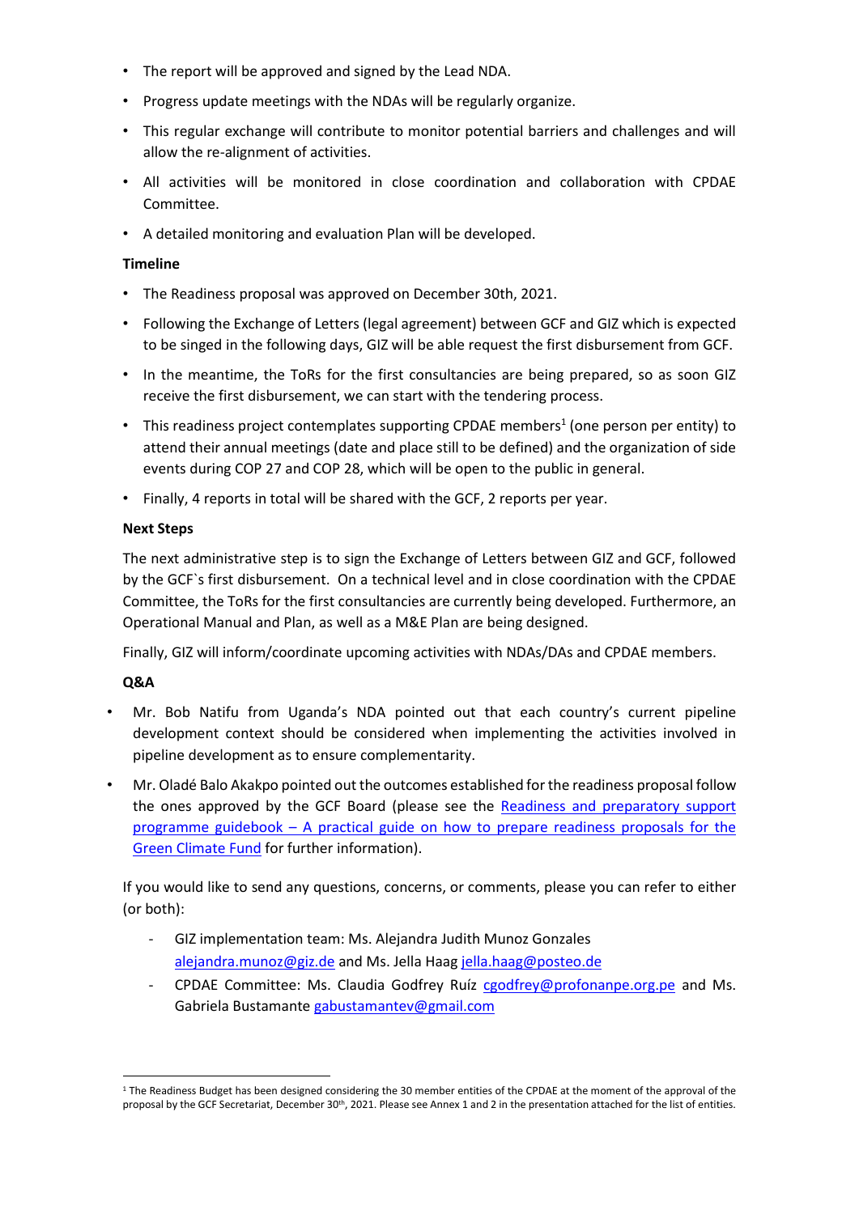- The report will be approved and signed by the Lead NDA.
- Progress update meetings with the NDAs will be regularly organize.
- This regular exchange will contribute to monitor potential barriers and challenges and will allow the re-alignment of activities.
- All activities will be monitored in close coordination and collaboration with CPDAE Committee.
- A detailed monitoring and evaluation Plan will be developed.

**Timeline**

- The Readiness proposal was approved on December 30th, 2021.
- Following the Exchange of Letters (legal agreement) between GCF and GIZ which is expected to be singed in the following days, GIZ will be able request the first disbursement from GCF.
- In the meantime, the ToRs for the first consultancies are being prepared, so as soon GIZ receive the first disbursement, we can start with the tendering process.
- This readiness project contemplates supporting CPDAE members[1] (one person per entity) to attend their annual meetings (date and place still to be defined) and the organization of side events during COP 27 and COP 28, which will be open to the public in general.
- Finally, 4 reports in total will be shared with the GCF, 2 reports per year.

**Next Steps**

The next administrative step is to sign the Exchange of Letters between GIZ and GCF, followed by the GCF`s first disbursement. On a technical level and in close coordination with the CPDAE Committee, the ToRs for the first consultancies are currently being developed. Furthermore, an Operational Manual and Plan, as well as a M&E Plan are being designed.

Finally, GIZ will inform/coordinate upcoming activities with NDAs/DAs and CPDAE members.

**Q&A**

- Mr. Bob Natifu from Uganda's NDA pointed out that each country's current pipeline development context should be considered when implementing the activities involved in pipeline development as to ensure complementarity.
- Mr. Oladé Balo Akakpo pointed out the outcomes established for the readiness proposal follow the ones approved by the GCF Board (please see the Readiness and preparatory support programme guidebook – A practical guide on how to prepare readiness proposals for the Green Climate Fund for further information).

If you would like to send any questions, concerns, or comments, please you can refer to either (or both):

- GIZ implementation team: Ms. Alejandra Judith Munoz Gonzales alejandra.munoz@giz.de and Ms. Jella Haag jella.haag@posteo.de
- CPDAE Committee: Ms. Claudia Godfrey Ruíz cgodfrey@profonanpe.org.pe and Ms. Gabriela Bustamante gabustamantev@gmail.com

[1] The Readiness Budget has been designed considering the 30 member entities of the CPDAE at the moment of the approval of the proposal by the GCF Secretariat, December 30th, 2021. Please see Annex 1 and 2 in the presentation attached for the list of entities.